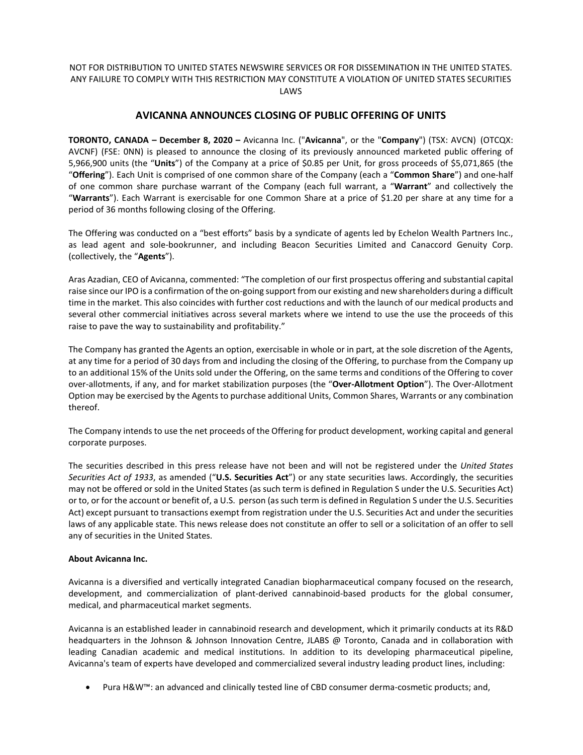NOT FOR DISTRIBUTION TO UNITED STATES NEWSWIRE SERVICES OR FOR DISSEMINATION IN THE UNITED STATES. ANY FAILURE TO COMPLY WITH THIS RESTRICTION MAY CONSTITUTE A VIOLATION OF UNITED STATES SECURITIES LAWS

# AVICANNA ANNOUNCES CLOSING OF PUBLIC OFFERING OF UNITS

**TORONTO, CANADA – December 8, 2020 –** Avicanna Inc. ("**Avicanna**", or the "**Company**") (TSX: AVCN) (OTCQX: AVCNF) (FSE: 0NN) is pleased to announce the closing of its previously announced marketed public offering of 5,966,900 units (the "**Units**") of the Company at a price of $0.85 per Unit, for gross proceeds of $5,071,865 (the "**Offering**"). Each Unit is comprised of one common share of the Company (each a "**Common Share**") and one-half of one common share purchase warrant of the Company (each full warrant, a "**Warrant**" and collectively the "**Warrants**"). Each Warrant is exercisable for one Common Share at a price of $1.20 per share at any time for a period of 36 months following closing of the Offering.

The Offering was conducted on a "best efforts" basis by a syndicate of agents led by Echelon Wealth Partners Inc., as lead agent and sole-bookrunner, and including Beacon Securities Limited and Canaccord Genuity Corp. (collectively, the "**Agents**").

Aras Azadian, CEO of Avicanna, commented: "The completion of our first prospectus offering and substantial capital raise since our IPO is a confirmation of the on-going support from our existing and new shareholders during a difficult time in the market. This also coincides with further cost reductions and with the launch of our medical products and several other commercial initiatives across several markets where we intend to use the use the proceeds of this raise to pave the way to sustainability and profitability."

The Company has granted the Agents an option, exercisable in whole or in part, at the sole discretion of the Agents, at any time for a period of 30 days from and including the closing of the Offering, to purchase from the Company up to an additional 15% of the Units sold under the Offering, on the same terms and conditions of the Offering to cover over-allotments, if any, and for market stabilization purposes (the "**Over-Allotment Option**"). The Over-Allotment Option may be exercised by the Agents to purchase additional Units, Common Shares, Warrants or any combination thereof.

The Company intends to use the net proceeds of the Offering for product development, working capital and general corporate purposes.

The securities described in this press release have not been and will not be registered under the *United States Securities Act of 1933*, as amended ("**U.S. Securities Act**") or any state securities laws. Accordingly, the securities may not be offered or sold in the United States (as such term is defined in Regulation S under the U.S. Securities Act) or to, or for the account or benefit of, a U.S. person (as such term is defined in Regulation S under the U.S. Securities Act) except pursuant to transactions exempt from registration under the U.S. Securities Act and under the securities laws of any applicable state. This news release does not constitute an offer to sell or a solicitation of an offer to sell any of securities in the United States.

**About Avicanna Inc.**

Avicanna is a diversified and vertically integrated Canadian biopharmaceutical company focused on the research, development, and commercialization of plant-derived cannabinoid-based products for the global consumer, medical, and pharmaceutical market segments.

Avicanna is an established leader in cannabinoid research and development, which it primarily conducts at its R&D headquarters in the Johnson & Johnson Innovation Centre, JLABS @ Toronto, Canada and in collaboration with leading Canadian academic and medical institutions. In addition to its developing pharmaceutical pipeline, Avicanna's team of experts have developed and commercialized several industry leading product lines, including:

- Pura H&W™: an advanced and clinically tested line of CBD consumer derma-cosmetic products; and,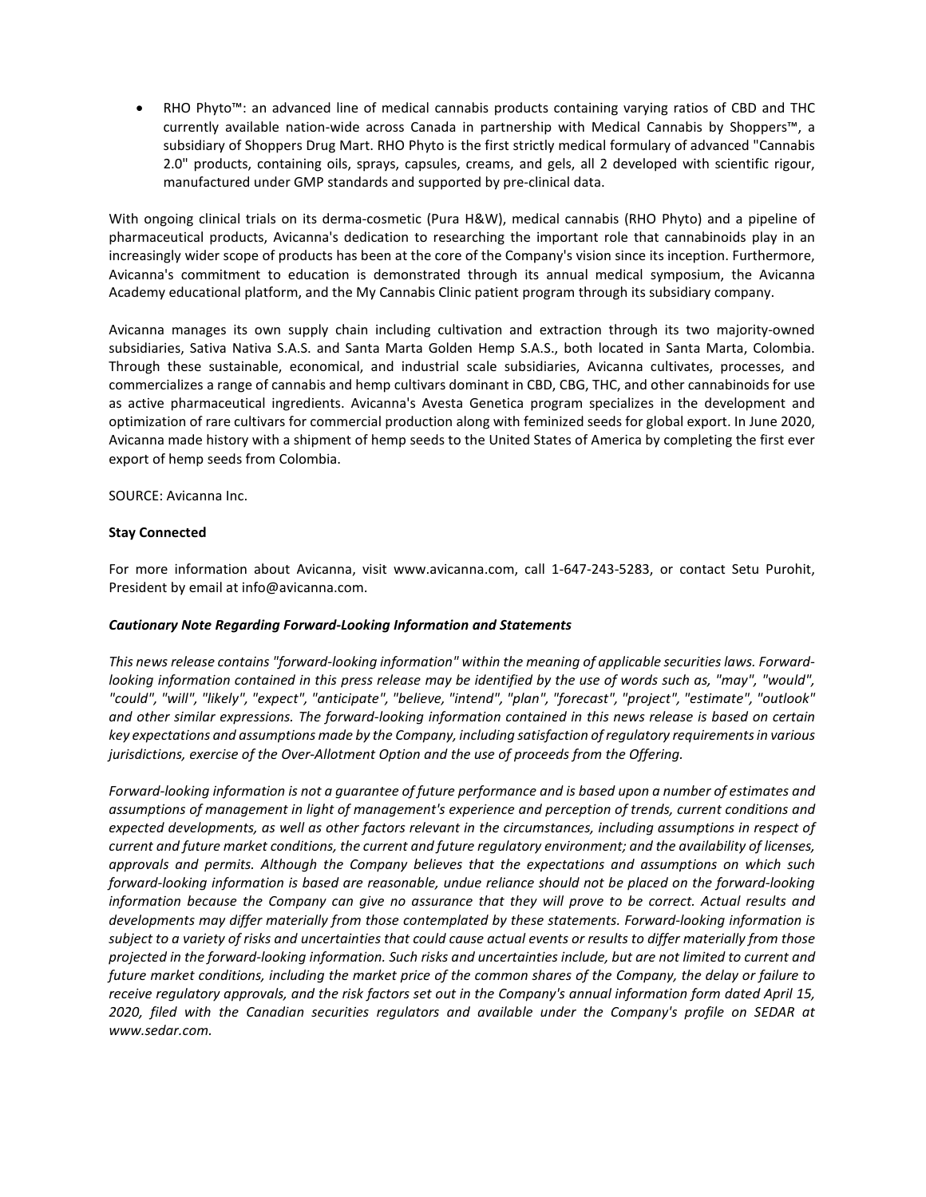- RHO Phyto™: an advanced line of medical cannabis products containing varying ratios of CBD and THC currently available nation-wide across Canada in partnership with Medical Cannabis by Shoppers™, a subsidiary of Shoppers Drug Mart. RHO Phyto is the first strictly medical formulary of advanced "Cannabis 2.0" products, containing oils, sprays, capsules, creams, and gels, all 2 developed with scientific rigour, manufactured under GMP standards and supported by pre-clinical data.

With ongoing clinical trials on its derma-cosmetic (Pura H&W), medical cannabis (RHO Phyto) and a pipeline of pharmaceutical products, Avicanna's dedication to researching the important role that cannabinoids play in an increasingly wider scope of products has been at the core of the Company's vision since its inception. Furthermore, Avicanna's commitment to education is demonstrated through its annual medical symposium, the Avicanna Academy educational platform, and the My Cannabis Clinic patient program through its subsidiary company.

Avicanna manages its own supply chain including cultivation and extraction through its two majority-owned subsidiaries, Sativa Nativa S.A.S. and Santa Marta Golden Hemp S.A.S., both located in Santa Marta, Colombia. Through these sustainable, economical, and industrial scale subsidiaries, Avicanna cultivates, processes, and commercializes a range of cannabis and hemp cultivars dominant in CBD, CBG, THC, and other cannabinoids for use as active pharmaceutical ingredients. Avicanna's Avesta Genetica program specializes in the development and optimization of rare cultivars for commercial production along with feminized seeds for global export. In June 2020, Avicanna made history with a shipment of hemp seeds to the United States of America by completing the first ever export of hemp seeds from Colombia.

SOURCE: Avicanna Inc.

**Stay Connected**

For more information about Avicanna, visit www.avicanna.com, call 1-647-243-5283, or contact Setu Purohit, President by email at info@avicanna.com.

***Cautionary Note Regarding Forward-Looking Information and Statements***

*This news release contains "forward-looking information" within the meaning of applicable securities laws. Forward-looking information contained in this press release may be identified by the use of words such as, "may", "would", "could", "will", "likely", "expect", "anticipate", "believe, "intend", "plan", "forecast", "project", "estimate", "outlook" and other similar expressions. The forward-looking information contained in this news release is based on certain key expectations and assumptions made by the Company, including satisfaction of regulatory requirements in various jurisdictions, exercise of the Over-Allotment Option and the use of proceeds from the Offering.*

*Forward-looking information is not a guarantee of future performance and is based upon a number of estimates and assumptions of management in light of management's experience and perception of trends, current conditions and expected developments, as well as other factors relevant in the circumstances, including assumptions in respect of current and future market conditions, the current and future regulatory environment; and the availability of licenses, approvals and permits. Although the Company believes that the expectations and assumptions on which such forward-looking information is based are reasonable, undue reliance should not be placed on the forward-looking information because the Company can give no assurance that they will prove to be correct. Actual results and developments may differ materially from those contemplated by these statements. Forward-looking information is subject to a variety of risks and uncertainties that could cause actual events or results to differ materially from those projected in the forward-looking information. Such risks and uncertainties include, but are not limited to current and future market conditions, including the market price of the common shares of the Company, the delay or failure to receive regulatory approvals, and the risk factors set out in the Company's annual information form dated April 15, 2020, filed with the Canadian securities regulators and available under the Company's profile on SEDAR at www.sedar.com.*